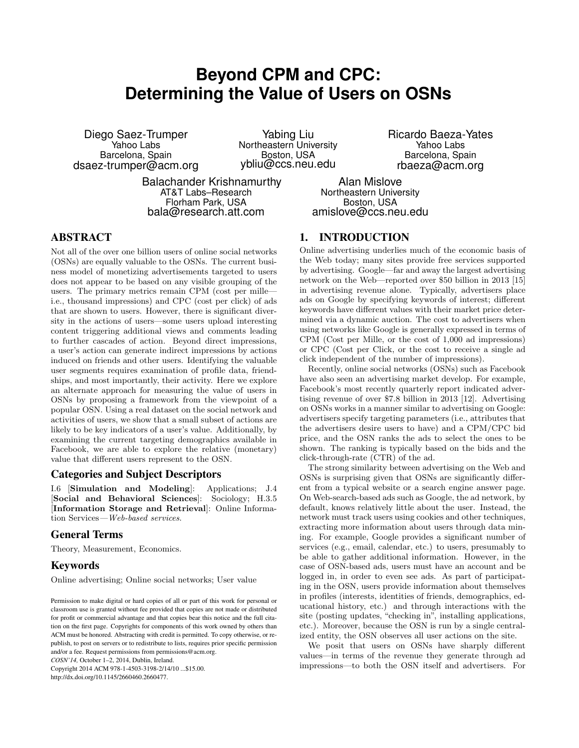# Beyond CPM and CPC: Determining the Value of Users on OSNs

Diego Saez-Trumper
Yahoo Labs
Barcelona, Spain
dsaez-trumper@acm.org

Yabing Liu
Northeastern University
Boston, USA
ybliu@ccs.neu.edu

Ricardo Baeza-Yates
Yahoo Labs
Barcelona, Spain
rbaeza@acm.org

Balachander Krishnamurthy
AT&T Labs–Research
Florham Park, USA
bala@research.att.com

Alan Mislove
Northeastern University
Boston, USA
amislove@ccs.neu.edu

## ABSTRACT

Not all of the over one billion users of online social networks (OSNs) are equally valuable to the OSNs. The current business model of monetizing advertisements targeted to users does not appear to be based on any visible grouping of the users. The primary metrics remain CPM (cost per mille—i.e., thousand impressions) and CPC (cost per click) of ads that are shown to users. However, there is significant diversity in the actions of users—some users upload interesting content triggering additional views and comments leading to further cascades of action. Beyond direct impressions, a user's action can generate indirect impressions by actions induced on friends and other users. Identifying the valuable user segments requires examination of profile data, friendships, and most importantly, their activity. Here we explore an alternate approach for measuring the value of users in OSNs by proposing a framework from the viewpoint of a popular OSN. Using a real dataset on the social network and activities of users, we show that a small subset of actions are likely to be key indicators of a user's value. Additionally, by examining the current targeting demographics available in Facebook, we are able to explore the relative (monetary) value that different users represent to the OSN.

### Categories and Subject Descriptors

I.6 [**Simulation and Modeling**]: Applications; J.4 [**Social and Behavioral Sciences**]: Sociology; H.3.5 [**Information Storage and Retrieval**]: Online Information Services—*Web-based services*.

### General Terms

Theory, Measurement, Economics.

### Keywords

Online advertising; Online social networks; User value

Permission to make digital or hard copies of all or part of this work for personal or classroom use is granted without fee provided that copies are not made or distributed for profit or commercial advantage and that copies bear this notice and the full citation on the first page. Copyrights for components of this work owned by others than ACM must be honored. Abstracting with credit is permitted. To copy otherwise, or republish, to post on servers or to redistribute to lists, requires prior specific permission and/or a fee. Request permissions from permissions@acm.org.
*COSN'14,* October 1–2, 2014, Dublin, Ireland.
Copyright 2014 ACM 978-1-4503-3198-2/14/10 ...$15.00.
http://dx.doi.org/10.1145/2660460.2660477.

## 1. INTRODUCTION

Online advertising underlies much of the economic basis of the Web today; many sites provide free services supported by advertising. Google—far and away the largest advertising network on the Web—reported over $50 billion in 2013 [15] in advertising revenue alone. Typically, advertisers place ads on Google by specifying keywords of interest; different keywords have different values with their market price determined via a dynamic auction. The cost to advertisers when using networks like Google is generally expressed in terms of CPM (Cost per Mille, or the cost of 1,000 ad impressions) or CPC (Cost per Click, or the cost to receive a single ad click independent of the number of impressions).

Recently, online social networks (OSNs) such as Facebook have also seen an advertising market develop. For example, Facebook's most recently quarterly report indicated advertising revenue of over $7.8 billion in 2013 [12]. Advertising on OSNs works in a manner similar to advertising on Google: advertisers specify targeting parameters (i.e., attributes that the advertisers desire users to have) and a CPM/CPC bid price, and the OSN ranks the ads to select the ones to be shown. The ranking is typically based on the bids and the click-through-rate (CTR) of the ad.

The strong similarity between advertising on the Web and OSNs is surprising given that OSNs are significantly different from a typical website or a search engine answer page. On Web-search-based ads such as Google, the ad network, by default, knows relatively little about the user. Instead, the network must track users using cookies and other techniques, extracting more information about users through data mining. For example, Google provides a significant number of services (e.g., email, calendar, etc.) to users, presumably to be able to gather additional information. However, in the case of OSN-based ads, users must have an account and be logged in, in order to even see ads. As part of participating in the OSN, users provide information about themselves in profiles (interests, identities of friends, demographics, educational history, etc.) and through interactions with the site (posting updates, "checking in", installing applications, etc.). Moreover, because the OSN is run by a single centralized entity, the OSN observes all user actions on the site.

We posit that users on OSNs have sharply different values—in terms of the revenue they generate through ad impressions—to both the OSN itself and advertisers. For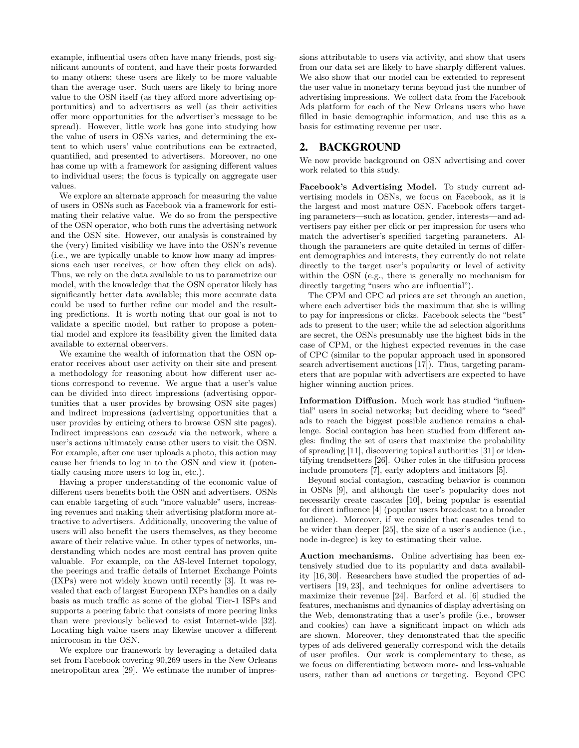example, influential users often have many friends, post significant amounts of content, and have their posts forwarded to many others; these users are likely to be more valuable than the average user. Such users are likely to bring more value to the OSN itself (as they afford more advertising opportunities) and to advertisers as well (as their activities offer more opportunities for the advertiser's message to be spread). However, little work has gone into studying how the value of users in OSNs varies, and determining the extent to which users' value contributions can be extracted, quantified, and presented to advertisers. Moreover, no one has come up with a framework for assigning different values to individual users; the focus is typically on aggregate user values.

We explore an alternate approach for measuring the value of users in OSNs such as Facebook via a framework for estimating their relative value. We do so from the perspective of the OSN operator, who both runs the advertising network and the OSN site. However, our analysis is constrained by the (very) limited visibility we have into the OSN's revenue (i.e., we are typically unable to know how many ad impressions each user receives, or how often they click on ads). Thus, we rely on the data available to us to parametrize our model, with the knowledge that the OSN operator likely has significantly better data available; this more accurate data could be used to further refine our model and the resulting predictions. It is worth noting that our goal is not to validate a specific model, but rather to propose a potential model and explore its feasibility given the limited data available to external observers.

We examine the wealth of information that the OSN operator receives about user activity on their site and present a methodology for reasoning about how different user actions correspond to revenue. We argue that a user's value can be divided into direct impressions (advertising opportunities that a user provides by browsing OSN site pages) and indirect impressions (advertising opportunities that a user provides by enticing others to browse OSN site pages). Indirect impressions can *cascade* via the network, where a user's actions ultimately cause other users to visit the OSN. For example, after one user uploads a photo, this action may cause her friends to log in to the OSN and view it (potentially causing more users to log in, etc.).

Having a proper understanding of the economic value of different users benefits both the OSN and advertisers. OSNs can enable targeting of such "more valuable" users, increasing revenues and making their advertising platform more attractive to advertisers. Additionally, uncovering the value of users will also benefit the users themselves, as they become aware of their relative value. In other types of networks, understanding which nodes are most central has proven quite valuable. For example, on the AS-level Internet topology, the peerings and traffic details of Internet Exchange Points (IXPs) were not widely known until recently [3]. It was revealed that each of largest European IXPs handles on a daily basis as much traffic as some of the global Tier-1 ISPs and supports a peering fabric that consists of more peering links than were previously believed to exist Internet-wide [32]. Locating high value users may likewise uncover a different microcosm in the OSN.

We explore our framework by leveraging a detailed data set from Facebook covering 90,269 users in the New Orleans metropolitan area [29]. We estimate the number of impressions attributable to users via activity, and show that users from our data set are likely to have sharply different values. We also show that our model can be extended to represent the user value in monetary terms beyond just the number of advertising impressions. We collect data from the Facebook Ads platform for each of the New Orleans users who have filled in basic demographic information, and use this as a basis for estimating revenue per user.

## 2. BACKGROUND

We now provide background on OSN advertising and cover work related to this study.

**Facebook's Advertising Model.** To study current advertising models in OSNs, we focus on Facebook, as it is the largest and most mature OSN. Facebook offers targeting parameters—such as location, gender, interests—and advertisers pay either per click or per impression for users who match the advertiser's specified targeting parameters. Although the parameters are quite detailed in terms of different demographics and interests, they currently do not relate directly to the target user's popularity or level of activity within the OSN (e.g., there is generally no mechanism for directly targeting "users who are influential").

The CPM and CPC ad prices are set through an auction, where each advertiser bids the maximum that she is willing to pay for impressions or clicks. Facebook selects the "best" ads to present to the user; while the ad selection algorithms are secret, the OSNs presumably use the highest bids in the case of CPM, or the highest expected revenues in the case of CPC (similar to the popular approach used in sponsored search advertisement auctions [17]). Thus, targeting parameters that are popular with advertisers are expected to have higher winning auction prices.

**Information Diffusion.** Much work has studied "influential" users in social networks; but deciding where to "seed" ads to reach the biggest possible audience remains a challenge. Social contagion has been studied from different angles: finding the set of users that maximize the probability of spreading [11], discovering topical authorities [31] or identifying trendsetters [26]. Other roles in the diffusion process include promoters [7], early adopters and imitators [5].

Beyond social contagion, cascading behavior is common in OSNs [9], and although the user's popularity does not necessarily create cascades [10], being popular is essential for direct influence [4] (popular users broadcast to a broader audience). Moreover, if we consider that cascades tend to be wider than deeper [25], the size of a user's audience (i.e., node in-degree) is key to estimating their value.

**Auction mechanisms.** Online advertising has been extensively studied due to its popularity and data availability [16, 30]. Researchers have studied the properties of advertisers [19, 23], and techniques for online advertisers to maximize their revenue [24]. Barford et al. [6] studied the features, mechanisms and dynamics of display advertising on the Web, demonstrating that a user's profile (i.e., browser and cookies) can have a significant impact on which ads are shown. Moreover, they demonstrated that the specific types of ads delivered generally correspond with the details of user profiles. Our work is complementary to these, as we focus on differentiating between more- and less-valuable users, rather than ad auctions or targeting. Beyond CPC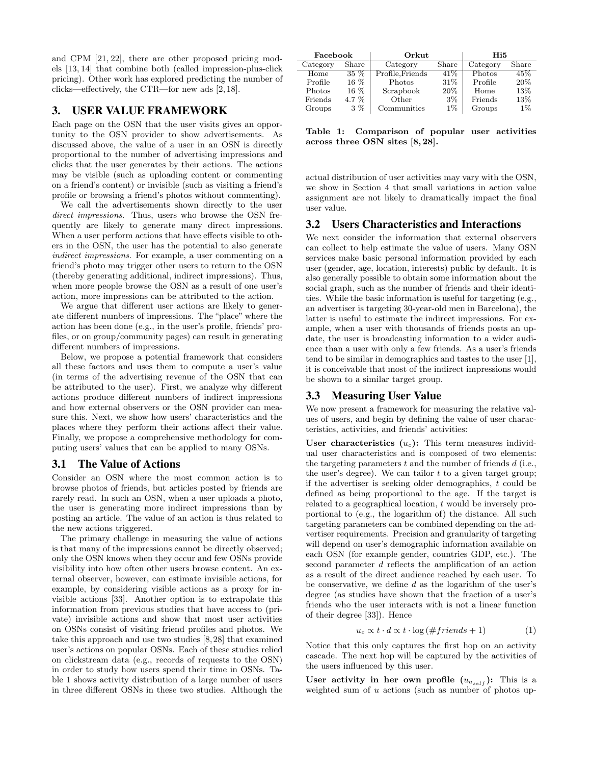and CPM [21, 22], there are other proposed pricing models [13, 14] that combine both (called impression-plus-click pricing). Other work has explored predicting the number of clicks—effectively, the CTR—for new ads [2, 18].

## 3. USER VALUE FRAMEWORK

Each page on the OSN that the user visits gives an opportunity to the OSN provider to show advertisements. As discussed above, the value of a user in an OSN is directly proportional to the number of advertising impressions and clicks that the user generates by their actions. The actions may be visible (such as uploading content or commenting on a friend's content) or invisible (such as visiting a friend's profile or browsing a friend's photos without commenting).

We call the advertisements shown directly to the user *direct impressions*. Thus, users who browse the OSN frequently are likely to generate many direct impressions. When a user perform actions that have effects visible to others in the OSN, the user has the potential to also generate *indirect impressions*. For example, a user commenting on a friend's photo may trigger other users to return to the OSN (thereby generating additional, indirect impressions). Thus, when more people browse the OSN as a result of one user's action, more impressions can be attributed to the action.

We argue that different user actions are likely to generate different numbers of impressions. The "place" where the action has been done (e.g., in the user's profile, friends' profiles, or on group/community pages) can result in generating different numbers of impressions.

Below, we propose a potential framework that considers all these factors and uses them to compute a user's value (in terms of the advertising revenue of the OSN that can be attributed to the user). First, we analyze why different actions produce different numbers of indirect impressions and how external observers or the OSN provider can measure this. Next, we show how users' characteristics and the places where they perform their actions affect their value. Finally, we propose a comprehensive methodology for computing users' values that can be applied to many OSNs.

### 3.1 The Value of Actions

Consider an OSN where the most common action is to browse photos of friends, but articles posted by friends are rarely read. In such an OSN, when a user uploads a photo, the user is generating more indirect impressions than by posting an article. The value of an action is thus related to the new actions triggered.

The primary challenge in measuring the value of actions is that many of the impressions cannot be directly observed; only the OSN knows when they occur and few OSNs provide visibility into how often other users browse content. An external observer, however, can estimate invisible actions, for example, by considering visible actions as a proxy for invisible actions [33]. Another option is to extrapolate this information from previous studies that have access to (private) invisible actions and show that most user activities on OSNs consist of visiting friend profiles and photos. We take this approach and use two studies [8, 28] that examined user's actions on popular OSNs. Each of these studies relied on clickstream data (e.g., records of requests to the OSN) in order to study how users spend their time in OSNs. Table 1 shows activity distribution of a large number of users in three different OSNs in these two studies. Although the actual distribution of user activities may vary with the OSN, we show in Section 4 that small variations in action value assignment are not likely to dramatically impact the final user value.

| Facebook | | Orkut | | Hi5 | |
|---|---|---|---|---|---|
| Category | Share | Category | Share | Category | Share |
| Home | 35 % | Profile,Friends | 41% | Photos | 45% |
| Profile | 16 % | Photos | 31% | Profile | 20% |
| Photos | 16 % | Scrapbook | 20% | Home | 13% |
| Friends | 4.7 % | Other | 3% | Friends | 13% |
| Groups | 3 % | Communities | 1% | Groups | 1% |

**Table 1: Comparison of popular user activities across three OSN sites [8, 28].**

### 3.2 Users Characteristics and Interactions

We next consider the information that external observers can collect to help estimate the value of users. Many OSN services make basic personal information provided by each user (gender, age, location, interests) public by default. It is also generally possible to obtain some information about the social graph, such as the number of friends and their identities. While the basic information is useful for targeting (e.g., an advertiser is targeting 30-year-old men in Barcelona), the latter is useful to estimate the indirect impressions. For example, when a user with thousands of friends posts an update, the user is broadcasting information to a wider audience than a user with only a few friends. As a user's friends tend to be similar in demographics and tastes to the user [1], it is conceivable that most of the indirect impressions would be shown to a similar target group.

### 3.3 Measuring User Value

We now present a framework for measuring the relative values of users, and begin by defining the value of user characteristics, activities, and friends' activities:

**User characteristics ($u_c$):** This term measures individual user characteristics and is composed of two elements: the targeting parameters $t$ and the number of friends $d$ (i.e., the user's degree). We can tailor $t$ to a given target group; if the advertiser is seeking older demographics, $t$ could be defined as being proportional to the age. If the target is related to a geographical location, $t$ would be inversely proportional to (e.g., the logarithm of) the distance. All such targeting parameters can be combined depending on the advertiser requirements. Precision and granularity of targeting will depend on user's demographic information available on each OSN (for example gender, countries GDP, etc.). The second parameter $d$ reflects the amplification of an action as a result of the direct audience reached by each user. To be conservative, we define $d$ as the logarithm of the user's degree (as studies have shown that the fraction of a user's friends who the user interacts with is not a linear function of their degree [33]). Hence

$$u_c \propto t \cdot d \propto t \cdot \log\left(\#friends + 1\right) \qquad (1)$$

Notice that this only captures the first hop on an activity cascade. The next hop will be captured by the activities of the users influenced by this user.

**User activity in her own profile ($u_{a_{self}}$):** This is a weighted sum of $u$ actions (such as number of photos up-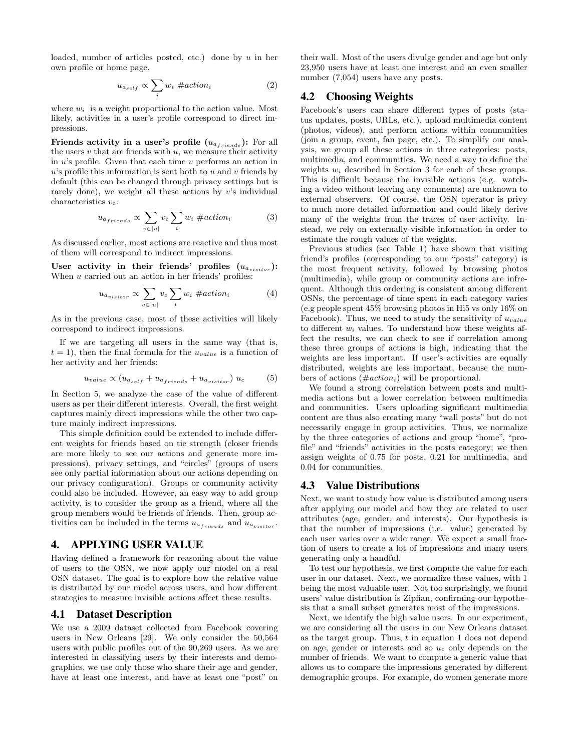loaded, number of articles posted, etc.) done by $u$ in her own profile or home page.

$$u_{a_{self}} \propto \sum_i w_i \ \#action_i \tag{2}$$

where $w_i$ is a weight proportional to the action value. Most likely, activities in a user's profile correspond to direct impressions.

**Friends activity in a user's profile ($u_{a_{friends}}$):** For all the users $v$ that are friends with $u$, we measure their activity in $u$'s profile. Given that each time $v$ performs an action in $u$'s profile this information is sent both to $u$ and $v$ friends by default (this can be changed through privacy settings but is rarely done), we weight all these actions by $v$'s individual characteristics $v_c$:

$$u_{a_{friends}} \propto \sum_{v \in |u|} v_c \sum_i w_i \ \#action_i \tag{3}$$

As discussed earlier, most actions are reactive and thus most of them will correspond to indirect impressions.

**User activity in their friends' profiles ($u_{a_{visitor}}$):** When $u$ carried out an action in her friends' profiles:

$$u_{a_{visitor}} \propto \sum_{v \in |u|} v_c \sum_i w_i \ \#action_i \tag{4}$$

As in the previous case, most of these activities will likely correspond to indirect impressions.

If we are targeting all users in the same way (that is, $t = 1$), then the final formula for the $u_{value}$ is a function of her activity and her friends:

$$u_{value} \propto (u_{a_{self}} + u_{a_{friends}} + u_{a_{visitor}}) \ u_c \tag{5}$$

In Section 5, we analyze the case of the value of different users as per their different interests. Overall, the first weight captures mainly direct impressions while the other two capture mainly indirect impressions.

This simple definition could be extended to include different weights for friends based on tie strength (closer friends are more likely to see our actions and generate more impressions), privacy settings, and "circles" (groups of users see only partial information about our actions depending on our privacy configuration). Groups or community activity could also be included. However, an easy way to add group activity, is to consider the group as a friend, where all the group members would be friends of friends. Then, group activities can be included in the terms $u_{a_{friends}}$ and $u_{a_{visitor}}$.

# 4. APPLYING USER VALUE

Having defined a framework for reasoning about the value of users to the OSN, we now apply our model on a real OSN dataset. The goal is to explore how the relative value is distributed by our model across users, and how different strategies to measure invisible actions affect these results.

## 4.1 Dataset Description

We use a 2009 dataset collected from Facebook covering users in New Orleans [29]. We only consider the 50,564 users with public profiles out of the 90,269 users. As we are interested in classifying users by their interests and demographics, we use only those who share their age and gender, have at least one interest, and have at least one "post" on their wall. Most of the users divulge gender and age but only 23,950 users have at least one interest and an even smaller number (7,054) users have any posts.

## 4.2 Choosing Weights

Facebook's users can share different types of posts (status updates, posts, URLs, etc.), upload multimedia content (photos, videos), and perform actions within communities (join a group, event, fan page, etc.). To simplify our analysis, we group all these actions in three categories: posts, multimedia, and communities. We need a way to define the weights $w_i$ described in Section 3 for each of these groups. This is difficult because the invisible actions (e.g. watching a video without leaving any comments) are unknown to external observers. Of course, the OSN operator is privy to much more detailed information and could likely derive many of the weights from the traces of user activity. Instead, we rely on externally-visible information in order to estimate the rough values of the weights.

Previous studies (see Table 1) have shown that visiting friend's profiles (corresponding to our "posts" category) is the most frequent activity, followed by browsing photos (multimedia), while group or community actions are infrequent. Although this ordering is consistent among different OSNs, the percentage of time spent in each category varies (e.g people spent 45% browsing photos in Hi5 vs only 16% on Facebook). Thus, we need to study the sensitivity of $u_{value}$ to different $w_i$ values. To understand how these weights affect the results, we can check to see if correlation among these three groups of actions is high, indicating that the weights are less important. If user's activities are equally distributed, weights are less important, because the numbers of actions ($\#action_i$) will be proportional.

We found a strong correlation between posts and multimedia actions but a lower correlation between multimedia and communities. Users uploading significant multimedia content are thus also creating many "wall posts" but do not necessarily engage in group activities. Thus, we normalize by the three categories of actions and group "home", "profile" and "friends" activities in the posts category; we then assign weights of 0.75 for posts, 0.21 for multimedia, and 0.04 for communities.

## 4.3 Value Distributions

Next, we want to study how value is distributed among users after applying our model and how they are related to user attributes (age, gender, and interests). Our hypothesis is that the number of impressions (i.e. value) generated by each user varies over a wide range. We expect a small fraction of users to create a lot of impressions and many users generating only a handful.

To test our hypothesis, we first compute the value for each user in our dataset. Next, we normalize these values, with 1 being the most valuable user. Not too surprisingly, we found users' value distribution is Zipfian, confirming our hypothesis that a small subset generates most of the impressions.

Next, we identify the high value users. In our experiment, we are considering all the users in our New Orleans dataset as the target group. Thus, $t$ in equation 1 does not depend on age, gender or interests and so $u_c$ only depends on the number of friends. We want to compute a generic value that allows us to compare the impressions generated by different demographic groups. For example, do women generate more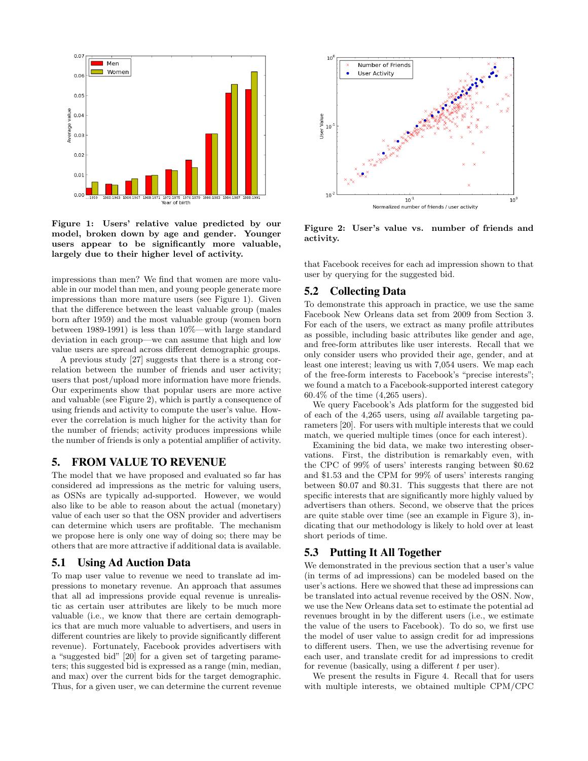**Figure 1: Users' relative value predicted by our model, broken down by age and gender. Younger users appear to be significantly more valuable, largely due to their higher level of activity.**

impressions than men? We find that women are more valuable in our model than men, and young people generate more impressions than more mature users (see Figure 1). Given that the difference between the least valuable group (males born after 1959) and the most valuable group (women born between 1989-1991) is less than 10%—with large standard deviation in each group—we can assume that high and low value users are spread across different demographic groups.

A previous study [27] suggests that there is a strong correlation between the number of friends and user activity; users that post/upload more information have more friends. Our experiments show that popular users are more active and valuable (see Figure 2), which is partly a consequence of using friends and activity to compute the user's value. However the correlation is much higher for the activity than for the number of friends; activity produces impressions while the number of friends is only a potential amplifier of activity.

**Figure 2: User's value vs. number of friends and activity.**

# 5. FROM VALUE TO REVENUE

The model that we have proposed and evaluated so far has considered ad impressions as the metric for valuing users, as OSNs are typically ad-supported. However, we would also like to be able to reason about the actual (monetary) value of each user so that the OSN provider and advertisers can determine which users are profitable. The mechanism we propose here is only one way of doing so; there may be others that are more attractive if additional data is available.

## 5.1 Using Ad Auction Data

To map user value to revenue we need to translate ad impressions to monetary revenue. An approach that assumes that all ad impressions provide equal revenue is unrealistic as certain user attributes are likely to be much more valuable (i.e., we know that there are certain demographics that are much more valuable to advertisers, and users in different countries are likely to provide significantly different revenue). Fortunately, Facebook provides advertisers with a "suggested bid" [20] for a given set of targeting parameters; this suggested bid is expressed as a range (min, median, and max) over the current bids for the target demographic. Thus, for a given user, we can determine the current revenue that Facebook receives for each ad impression shown to that user by querying for the suggested bid.

## 5.2 Collecting Data

To demonstrate this approach in practice, we use the same Facebook New Orleans data set from 2009 from Section 3. For each of the users, we extract as many profile attributes as possible, including basic attributes like gender and age, and free-form attributes like user interests. Recall that we only consider users who provided their age, gender, and at least one interest; leaving us with 7,054 users. We map each of the free-form interests to Facebook's "precise interests"; we found a match to a Facebook-supported interest category 60.4% of the time (4,265 users).

We query Facebook's Ads platform for the suggested bid of each of the 4,265 users, using *all* available targeting parameters [20]. For users with multiple interests that we could match, we queried multiple times (once for each interest).

Examining the bid data, we make two interesting observations. First, the distribution is remarkably even, with the CPC of 99% of users' interests ranging between \$0.62 and \$1.53 and the CPM for 99% of users' interests ranging between \$0.07 and \$0.31. This suggests that there are not specific interests that are significantly more highly valued by advertisers than others. Second, we observe that the prices are quite stable over time (see an example in Figure 3), indicating that our methodology is likely to hold over at least short periods of time.

## 5.3 Putting It All Together

We demonstrated in the previous section that a user's value (in terms of ad impressions) can be modeled based on the user's actions. Here we showed that these ad impressions can be translated into actual revenue received by the OSN. Now, we use the New Orleans data set to estimate the potential ad revenues brought in by the different users (i.e., we estimate the value of the users to Facebook). To do so, we first use the model of user value to assign credit for ad impressions to different users. Then, we use the advertising revenue for each user, and translate credit for ad impressions to credit for revenue (basically, using a different $t$ per user).

We present the results in Figure 4. Recall that for users with multiple interests, we obtained multiple CPM/CPC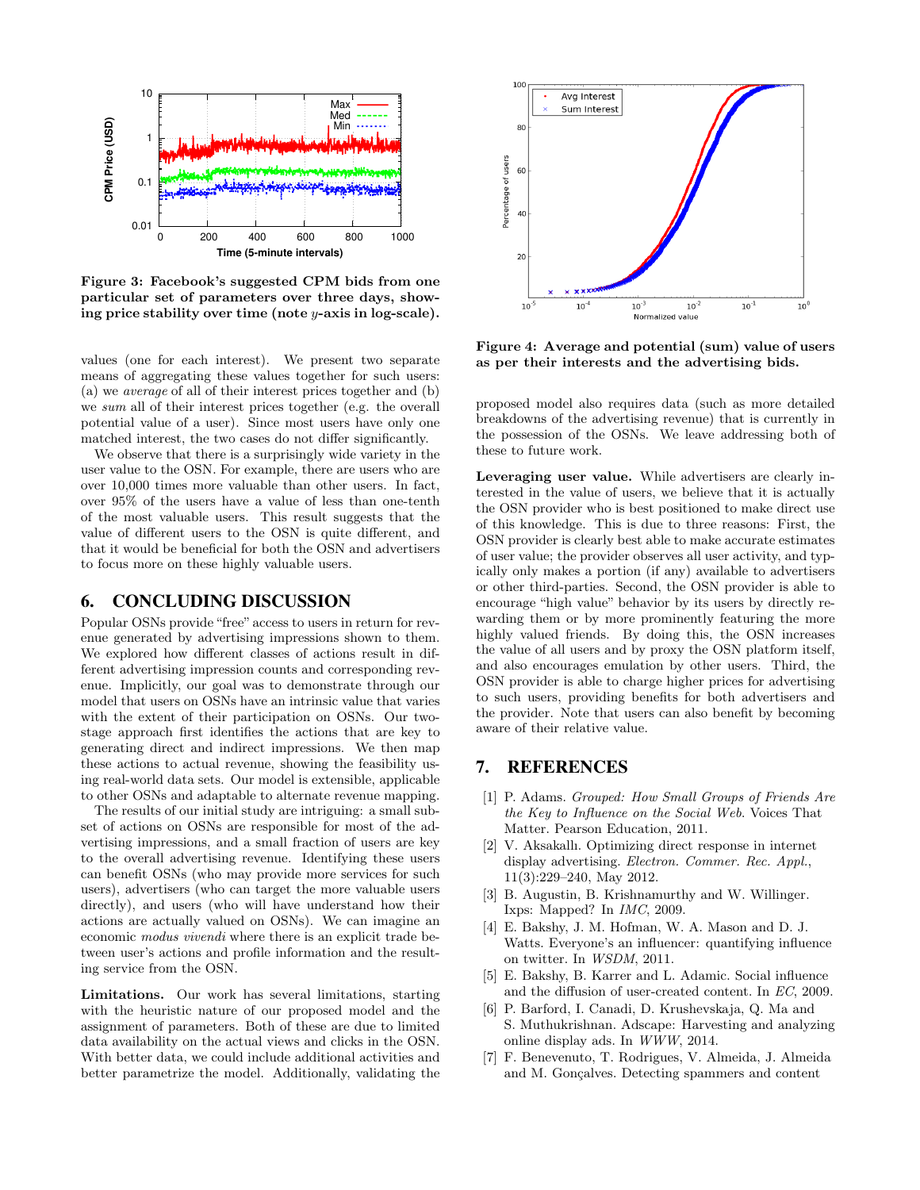Figure 3: Facebook's suggested CPM bids from one particular set of parameters over three days, showing price stability over time (note $y$-axis in log-scale).

values (one for each interest). We present two separate means of aggregating these values together for such users: (a) we *average* of all of their interest prices together and (b) we *sum* all of their interest prices together (e.g. the overall potential value of a user). Since most users have only one matched interest, the two cases do not differ significantly.

We observe that there is a surprisingly wide variety in the user value to the OSN. For example, there are users who are over 10,000 times more valuable than other users. In fact, over 95% of the users have a value of less than one-tenth of the most valuable users. This result suggests that the value of different users to the OSN is quite different, and that it would be beneficial for both the OSN and advertisers to focus more on these highly valuable users.

# 6. CONCLUDING DISCUSSION

Popular OSNs provide "free" access to users in return for revenue generated by advertising impressions shown to them. We explored how different classes of actions result in different advertising impression counts and corresponding revenue. Implicitly, our goal was to demonstrate through our model that users on OSNs have an intrinsic value that varies with the extent of their participation on OSNs. Our two-stage approach first identifies the actions that are key to generating direct and indirect impressions. We then map these actions to actual revenue, showing the feasibility using real-world data sets. Our model is extensible, applicable to other OSNs and adaptable to alternate revenue mapping.

The results of our initial study are intriguing: a small subset of actions on OSNs are responsible for most of the advertising impressions, and a small fraction of users are key to the overall advertising revenue. Identifying these users can benefit OSNs (who may provide more services for such users), advertisers (who can target the more valuable users directly), and users (who will have understand how their actions are actually valued on OSNs). We can imagine an economic *modus vivendi* where there is an explicit trade between user's actions and profile information and the resulting service from the OSN.

**Limitations.** Our work has several limitations, starting with the heuristic nature of our proposed model and the assignment of parameters. Both of these are due to limited data availability on the actual views and clicks in the OSN. With better data, we could include additional activities and better parametrize the model. Additionally, validating the proposed model also requires data (such as more detailed breakdowns of the advertising revenue) that is currently in the possession of the OSNs. We leave addressing both of these to future work.

Figure 4: Average and potential (sum) value of users as per their interests and the advertising bids.

**Leveraging user value.** While advertisers are clearly interested in the value of users, we believe that it is actually the OSN provider who is best positioned to make direct use of this knowledge. This is due to three reasons: First, the OSN provider is clearly best able to make accurate estimates of user value; the provider observes all user activity, and typically only makes a portion (if any) available to advertisers or other third-parties. Second, the OSN provider is able to encourage "high value" behavior by its users by directly rewarding them or by more prominently featuring the more highly valued friends. By doing this, the OSN increases the value of all users and by proxy the OSN platform itself, and also encourages emulation by other users. Third, the OSN provider is able to charge higher prices for advertising to such users, providing benefits for both advertisers and the provider. Note that users can also benefit by becoming aware of their relative value.

# 7. REFERENCES

[1] P. Adams. *Grouped: How Small Groups of Friends Are the Key to Influence on the Social Web*. Voices That Matter. Pearson Education, 2011.

[2] V. Aksakallı. Optimizing direct response in internet display advertising. *Electron. Commer. Rec. Appl.*, 11(3):229–240, May 2012.

[3] B. Augustin, B. Krishnamurthy and W. Willinger. Ixps: Mapped? In *IMC*, 2009.

[4] E. Bakshy, J. M. Hofman, W. A. Mason and D. J. Watts. Everyone's an influencer: quantifying influence on twitter. In *WSDM*, 2011.

[5] E. Bakshy, B. Karrer and L. Adamic. Social influence and the diffusion of user-created content. In *EC*, 2009.

[6] P. Barford, I. Canadi, D. Krushevskaja, Q. Ma and S. Muthukrishnan. Adscape: Harvesting and analyzing online display ads. In *WWW*, 2014.

[7] F. Benevenuto, T. Rodrigues, V. Almeida, J. Almeida and M. Gonçalves. Detecting spammers and content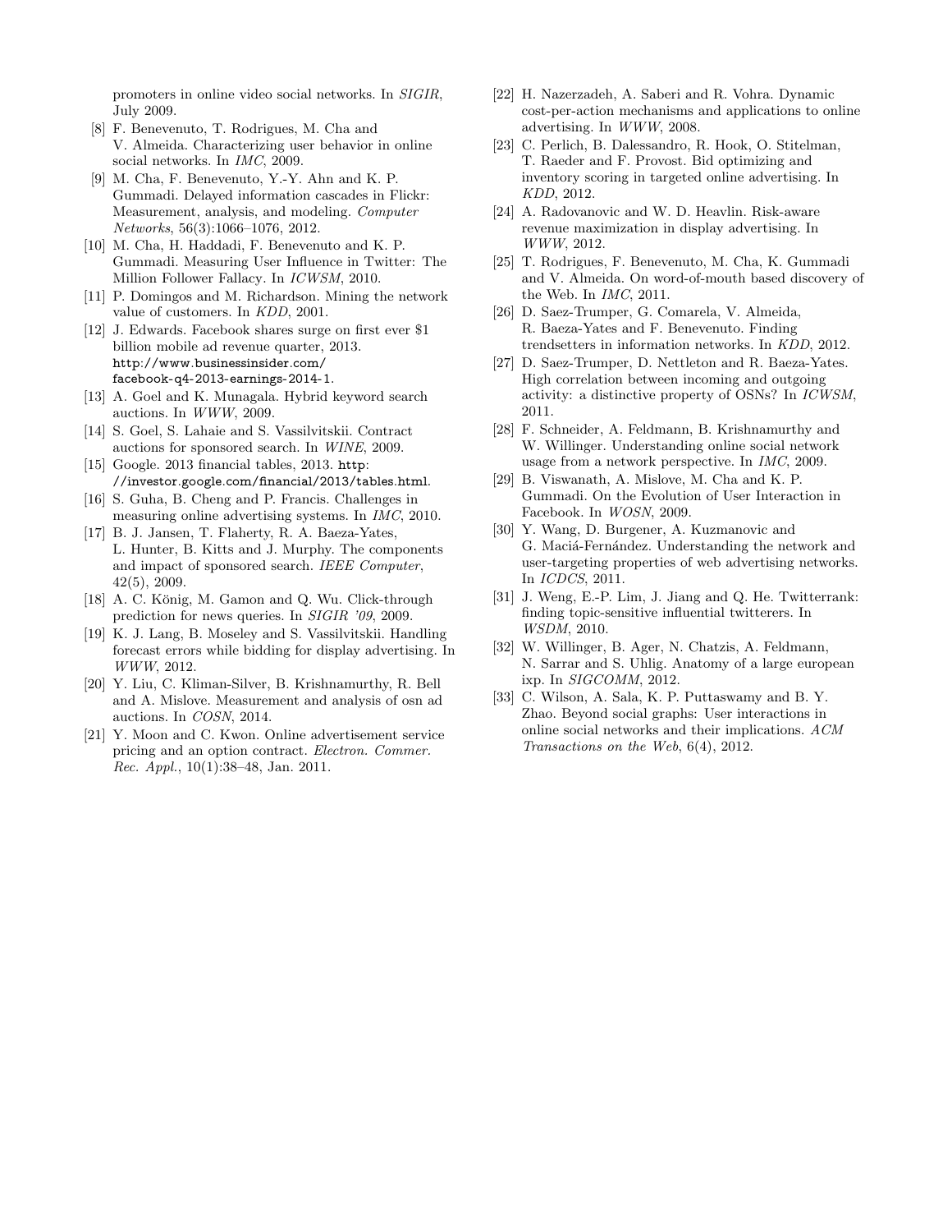promoters in online video social networks. In *SIGIR*, July 2009.

[8] F. Benevenuto, T. Rodrigues, M. Cha and V. Almeida. Characterizing user behavior in online social networks. In *IMC*, 2009.

[9] M. Cha, F. Benevenuto, Y.-Y. Ahn and K. P. Gummadi. Delayed information cascades in Flickr: Measurement, analysis, and modeling. *Computer Networks*, 56(3):1066–1076, 2012.

[10] M. Cha, H. Haddadi, F. Benevenuto and K. P. Gummadi. Measuring User Influence in Twitter: The Million Follower Fallacy. In *ICWSM*, 2010.

[11] P. Domingos and M. Richardson. Mining the network value of customers. In *KDD*, 2001.

[12] J. Edwards. Facebook shares surge on first ever $1 billion mobile ad revenue quarter, 2013. http://www.businessinsider.com/facebook-q4-2013-earnings-2014-1.

[13] A. Goel and K. Munagala. Hybrid keyword search auctions. In *WWW*, 2009.

[14] S. Goel, S. Lahaie and S. Vassilvitskii. Contract auctions for sponsored search. In *WINE*, 2009.

[15] Google. 2013 financial tables, 2013. http://investor.google.com/financial/2013/tables.html.

[16] S. Guha, B. Cheng and P. Francis. Challenges in measuring online advertising systems. In *IMC*, 2010.

[17] B. J. Jansen, T. Flaherty, R. A. Baeza-Yates, L. Hunter, B. Kitts and J. Murphy. The components and impact of sponsored search. *IEEE Computer*, 42(5), 2009.

[18] A. C. König, M. Gamon and Q. Wu. Click-through prediction for news queries. In *SIGIR '09*, 2009.

[19] K. J. Lang, B. Moseley and S. Vassilvitskii. Handling forecast errors while bidding for display advertising. In *WWW*, 2012.

[20] Y. Liu, C. Kliman-Silver, B. Krishnamurthy, R. Bell and A. Mislove. Measurement and analysis of osn ad auctions. In *COSN*, 2014.

[21] Y. Moon and C. Kwon. Online advertisement service pricing and an option contract. *Electron. Commer. Rec. Appl.*, 10(1):38–48, Jan. 2011.

[22] H. Nazerzadeh, A. Saberi and R. Vohra. Dynamic cost-per-action mechanisms and applications to online advertising. In *WWW*, 2008.

[23] C. Perlich, B. Dalessandro, R. Hook, O. Stitelman, T. Raeder and F. Provost. Bid optimizing and inventory scoring in targeted online advertising. In *KDD*, 2012.

[24] A. Radovanovic and W. D. Heavlin. Risk-aware revenue maximization in display advertising. In *WWW*, 2012.

[25] T. Rodrigues, F. Benevenuto, M. Cha, K. Gummadi and V. Almeida. On word-of-mouth based discovery of the Web. In *IMC*, 2011.

[26] D. Saez-Trumper, G. Comarela, V. Almeida, R. Baeza-Yates and F. Benevenuto. Finding trendsetters in information networks. In *KDD*, 2012.

[27] D. Saez-Trumper, D. Nettleton and R. Baeza-Yates. High correlation between incoming and outgoing activity: a distinctive property of OSNs? In *ICWSM*, 2011.

[28] F. Schneider, A. Feldmann, B. Krishnamurthy and W. Willinger. Understanding online social network usage from a network perspective. In *IMC*, 2009.

[29] B. Viswanath, A. Mislove, M. Cha and K. P. Gummadi. On the Evolution of User Interaction in Facebook. In *WOSN*, 2009.

[30] Y. Wang, D. Burgener, A. Kuzmanovic and G. Maciá-Fernández. Understanding the network and user-targeting properties of web advertising networks. In *ICDCS*, 2011.

[31] J. Weng, E.-P. Lim, J. Jiang and Q. He. Twitterrank: finding topic-sensitive influential twitterers. In *WSDM*, 2010.

[32] W. Willinger, B. Ager, N. Chatzis, A. Feldmann, N. Sarrar and S. Uhlig. Anatomy of a large european ixp. In *SIGCOMM*, 2012.

[33] C. Wilson, A. Sala, K. P. Puttaswamy and B. Y. Zhao. Beyond social graphs: User interactions in online social networks and their implications. *ACM Transactions on the Web*, 6(4), 2012.